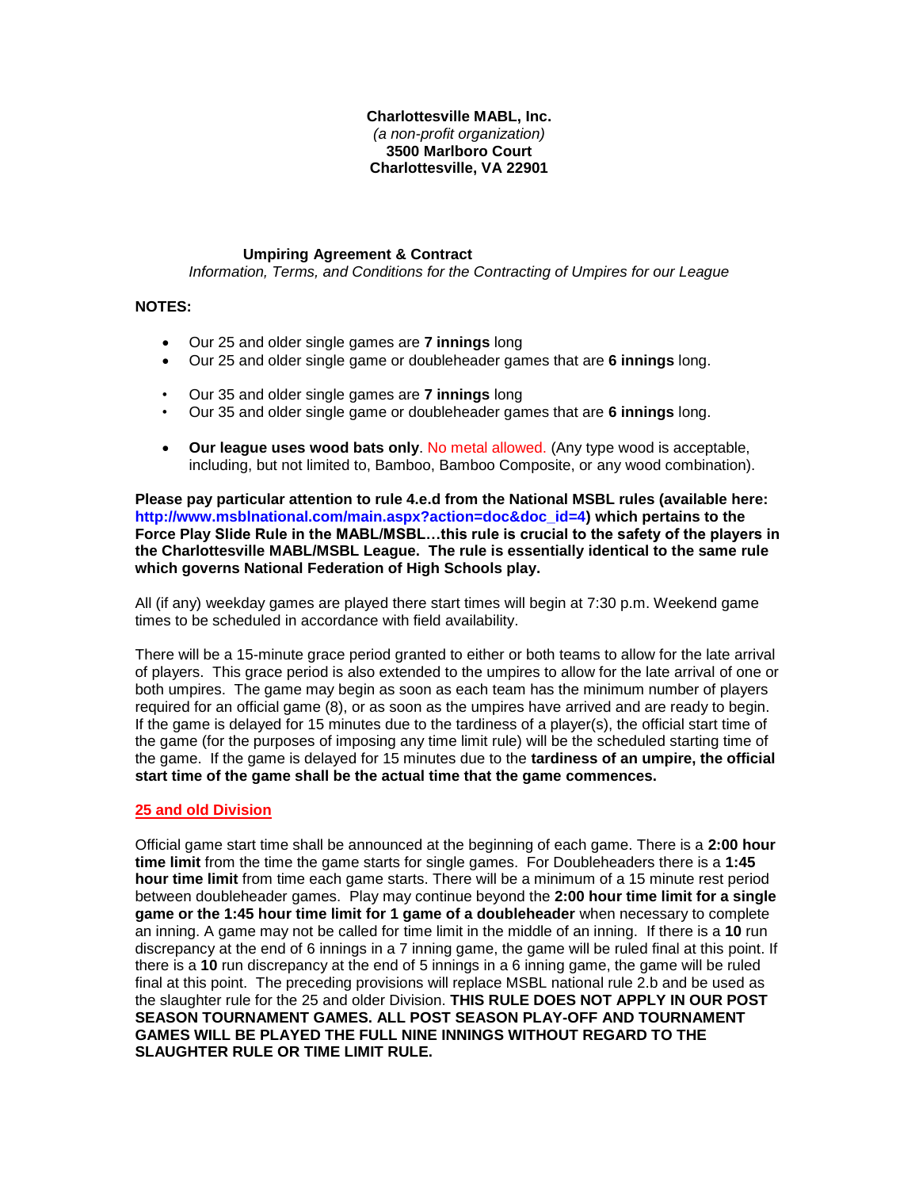**Charlottesville MABL, Inc.**
*(a non-profit organization)*
**3500 Marlboro Court**
**Charlottesville, VA 22901**

**Umpiring Agreement & Contract**
*Information, Terms, and Conditions for the Contracting of Umpires for our League*

**NOTES:**

- Our 25 and older single games are **7 innings** long
- Our 25 and older single game or doubleheader games that are **6 innings** long.

- Our 35 and older single games are **7 innings** long
- Our 35 and older single game or doubleheader games that are **6 innings** long.

- **Our league uses wood bats only**. No metal allowed. (Any type wood is acceptable, including, but not limited to, Bamboo, Bamboo Composite, or any wood combination).

**Please pay particular attention to rule 4.e.d from the National MSBL rules (available here: http://www.msblnational.com/main.aspx?action=doc&doc_id=4) which pertains to the Force Play Slide Rule in the MABL/MSBL…this rule is crucial to the safety of the players in the Charlottesville MABL/MSBL League. The rule is essentially identical to the same rule which governs National Federation of High Schools play.**

All (if any) weekday games are played there start times will begin at 7:30 p.m. Weekend game times to be scheduled in accordance with field availability.

There will be a 15-minute grace period granted to either or both teams to allow for the late arrival of players. This grace period is also extended to the umpires to allow for the late arrival of one or both umpires. The game may begin as soon as each team has the minimum number of players required for an official game (8), or as soon as the umpires have arrived and are ready to begin. If the game is delayed for 15 minutes due to the tardiness of a player(s), the official start time of the game (for the purposes of imposing any time limit rule) will be the scheduled starting time of the game. If the game is delayed for 15 minutes due to the **tardiness of an umpire, the official start time of the game shall be the actual time that the game commences.**

## 25 and old Division

Official game start time shall be announced at the beginning of each game. There is a **2:00 hour time limit** from the time the game starts for single games. For Doubleheaders there is a **1:45 hour time limit** from time each game starts. There will be a minimum of a 15 minute rest period between doubleheader games. Play may continue beyond the **2:00 hour time limit for a single game or the 1:45 hour time limit for 1 game of a doubleheader** when necessary to complete an inning. A game may not be called for time limit in the middle of an inning. If there is a **10** run discrepancy at the end of 6 innings in a 7 inning game, the game will be ruled final at this point. If there is a **10** run discrepancy at the end of 5 innings in a 6 inning game, the game will be ruled final at this point. The preceding provisions will replace MSBL national rule 2.b and be used as the slaughter rule for the 25 and older Division. **THIS RULE DOES NOT APPLY IN OUR POST SEASON TOURNAMENT GAMES. ALL POST SEASON PLAY-OFF AND TOURNAMENT GAMES WILL BE PLAYED THE FULL NINE INNINGS WITHOUT REGARD TO THE SLAUGHTER RULE OR TIME LIMIT RULE.**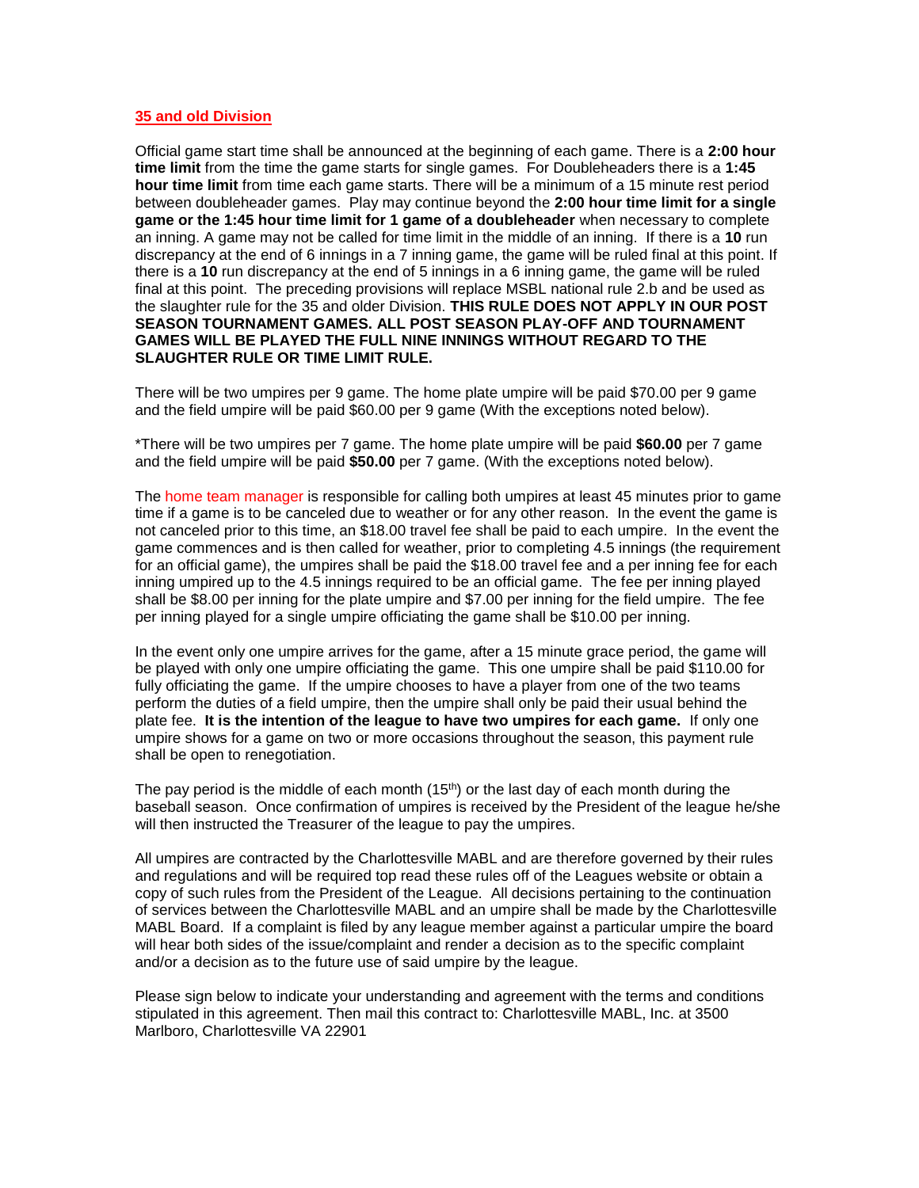## 35 and old Division

Official game start time shall be announced at the beginning of each game. There is a **2:00 hour time limit** from the time the game starts for single games. For Doubleheaders there is a **1:45 hour time limit** from time each game starts. There will be a minimum of a 15 minute rest period between doubleheader games. Play may continue beyond the **2:00 hour time limit for a single game or the 1:45 hour time limit for 1 game of a doubleheader** when necessary to complete an inning. A game may not be called for time limit in the middle of an inning. If there is a **10** run discrepancy at the end of 6 innings in a 7 inning game, the game will be ruled final at this point. If there is a **10** run discrepancy at the end of 5 innings in a 6 inning game, the game will be ruled final at this point. The preceding provisions will replace MSBL national rule 2.b and be used as the slaughter rule for the 35 and older Division. **THIS RULE DOES NOT APPLY IN OUR POST SEASON TOURNAMENT GAMES. ALL POST SEASON PLAY-OFF AND TOURNAMENT GAMES WILL BE PLAYED THE FULL NINE INNINGS WITHOUT REGARD TO THE SLAUGHTER RULE OR TIME LIMIT RULE.**

There will be two umpires per 9 game. The home plate umpire will be paid $70.00 per 9 game and the field umpire will be paid $60.00 per 9 game (With the exceptions noted below).

*There will be two umpires per 7 game. The home plate umpire will be paid **$60.00** per 7 game and the field umpire will be paid **$50.00** per 7 game. (With the exceptions noted below).

The home team manager is responsible for calling both umpires at least 45 minutes prior to game time if a game is to be canceled due to weather or for any other reason. In the event the game is not canceled prior to this time, an $18.00 travel fee shall be paid to each umpire. In the event the game commences and is then called for weather, prior to completing 4.5 innings (the requirement for an official game), the umpires shall be paid the $18.00 travel fee and a per inning fee for each inning umpired up to the 4.5 innings required to be an official game. The fee per inning played shall be $8.00 per inning for the plate umpire and $7.00 per inning for the field umpire. The fee per inning played for a single umpire officiating the game shall be $10.00 per inning.

In the event only one umpire arrives for the game, after a 15 minute grace period, the game will be played with only one umpire officiating the game. This one umpire shall be paid $110.00 for fully officiating the game. If the umpire chooses to have a player from one of the two teams perform the duties of a field umpire, then the umpire shall only be paid their usual behind the plate fee. **It is the intention of the league to have two umpires for each game.** If only one umpire shows for a game on two or more occasions throughout the season, this payment rule shall be open to renegotiation.

The pay period is the middle of each month (15th) or the last day of each month during the baseball season. Once confirmation of umpires is received by the President of the league he/she will then instructed the Treasurer of the league to pay the umpires.

All umpires are contracted by the Charlottesville MABL and are therefore governed by their rules and regulations and will be required top read these rules off of the Leagues website or obtain a copy of such rules from the President of the League. All decisions pertaining to the continuation of services between the Charlottesville MABL and an umpire shall be made by the Charlottesville MABL Board. If a complaint is filed by any league member against a particular umpire the board will hear both sides of the issue/complaint and render a decision as to the specific complaint and/or a decision as to the future use of said umpire by the league.

Please sign below to indicate your understanding and agreement with the terms and conditions stipulated in this agreement. Then mail this contract to: Charlottesville MABL, Inc. at 3500 Marlboro, Charlottesville VA 22901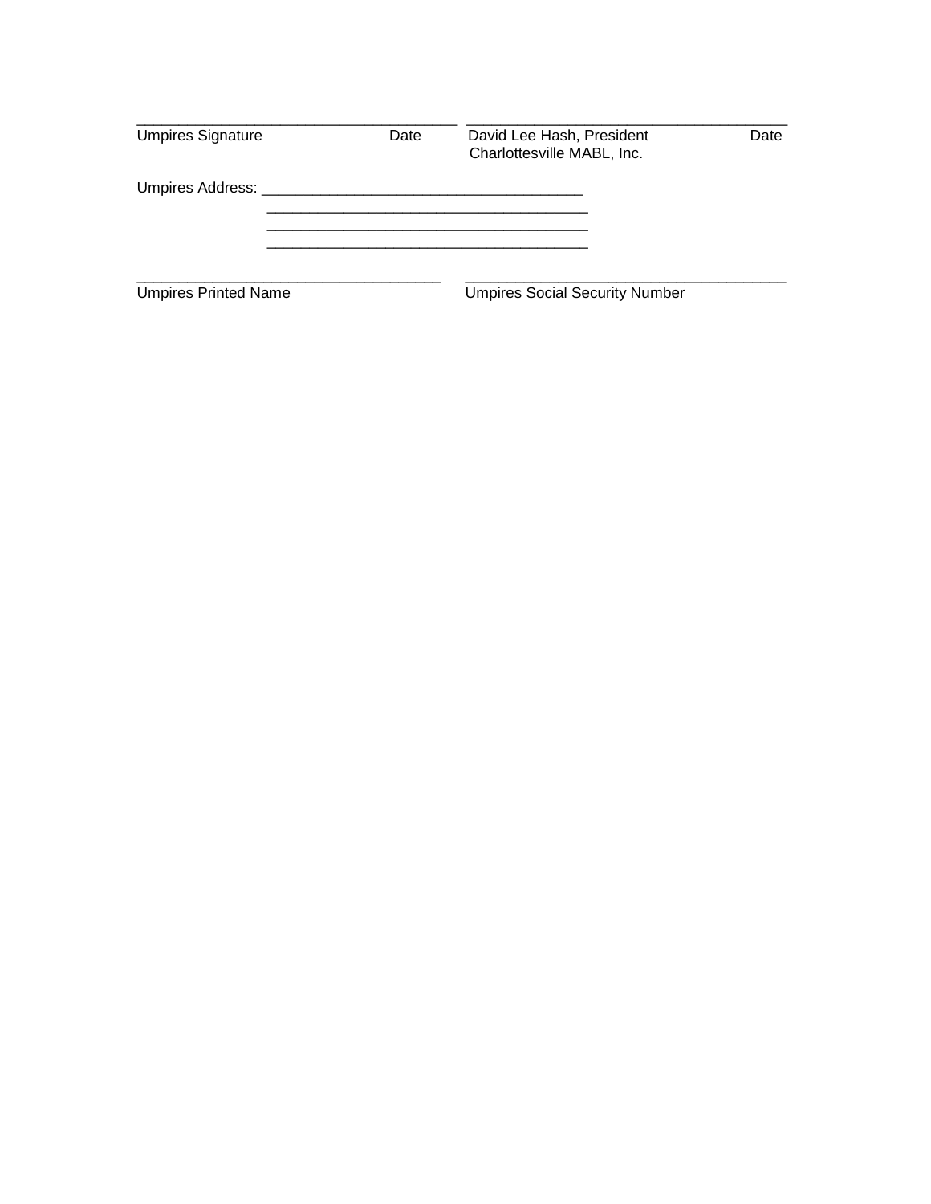_____________________________________ _____________________________________
Umpires Signature Date David Lee Hash, President Date
Charlottesville MABL, Inc.

Umpires Address: _____________________________________
_____________________________________
_____________________________________
_____________________________________

_____________________________________ _____________________________________
Umpires Printed Name Umpires Social Security Number